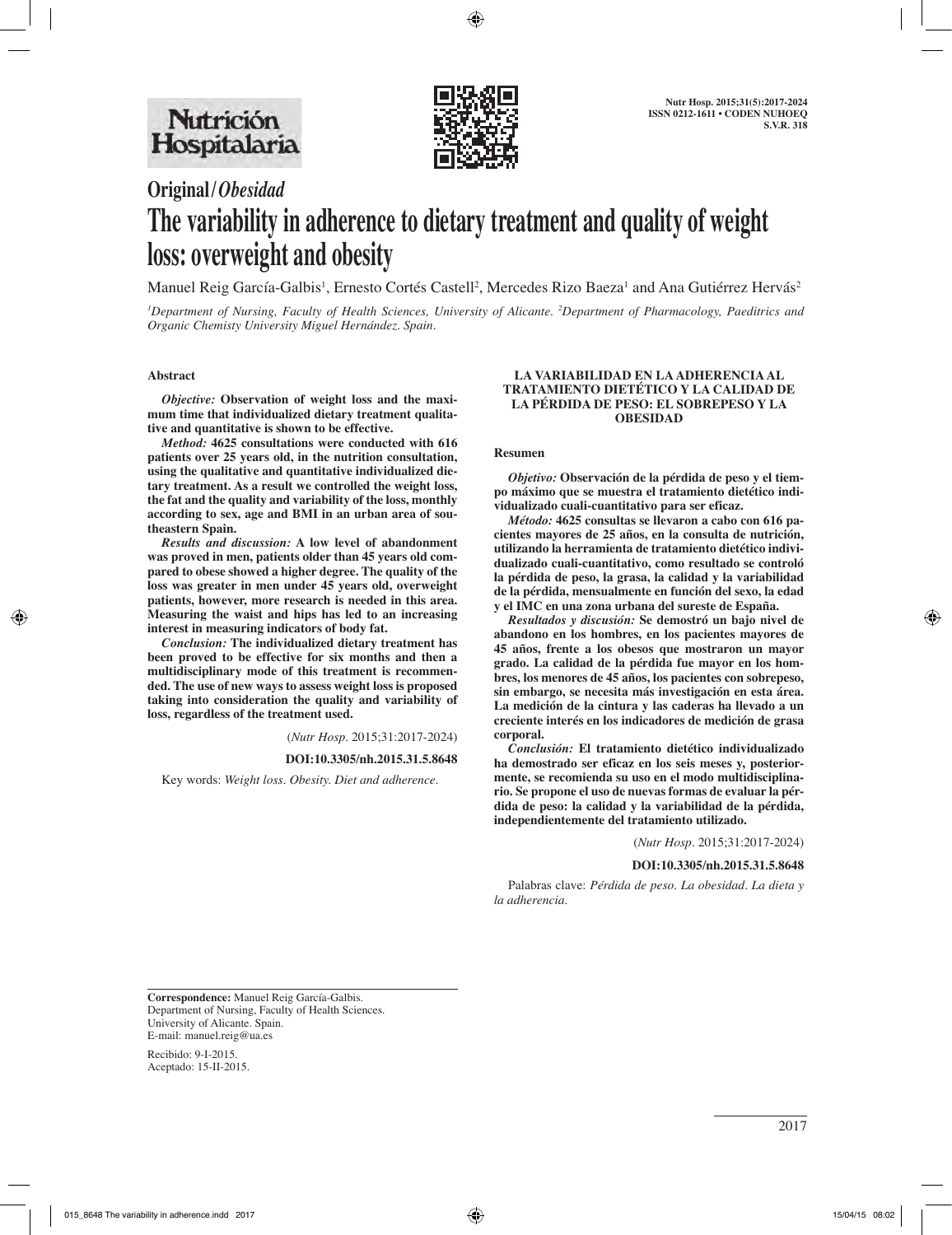Original/*Obesidad*

# The variability in adherence to dietary treatment and quality of weight loss: overweight and obesity

Manuel Reig García-Galbis[1], Ernesto Cortés Castell[2], Mercedes Rizo Baeza[1] and Ana Gutiérrez Hervás[2]

[1]*Department of Nursing, Faculty of Health Sciences, University of Alicante.* [2]*Department of Pharmacology, Paeditrics and Organic Chemisty University Miguel Hernández. Spain.*

## Abstract

***Objective:*** **Observation of weight loss and the maximum time that individualized dietary treatment qualitative and quantitative is shown to be effective.**

***Method:*** **4625 consultations were conducted with 616 patients over 25 years old, in the nutrition consultation, using the qualitative and quantitative individualized dietary treatment. As a result we controlled the weight loss, the fat and the quality and variability of the loss, monthly according to sex, age and BMI in an urban area of southeastern Spain.**

***Results and discussion:*** **A low level of abandonment was proved in men, patients older than 45 years old compared to obese showed a higher degree. The quality of the loss was greater in men under 45 years old, overweight patients, however, more research is needed in this area. Measuring the waist and hips has led to an increasing interest in measuring indicators of body fat.**

***Conclusion:*** **The individualized dietary treatment has been proved to be effective for six months and then a multidisciplinary mode of this treatment is recommended. The use of new ways to assess weight loss is proposed taking into consideration the quality and variability of loss, regardless of the treatment used.**

(*Nutr Hosp*. 2015;31:2017-2024)

**DOI:10.3305/nh.2015.31.5.8648**

Key words: *Weight loss. Obesity. Diet and adherence.*

## LA VARIABILIDAD EN LA ADHERENCIA AL TRATAMIENTO DIETÉTICO Y LA CALIDAD DE LA PÉRDIDA DE PESO: EL SOBREPESO Y LA OBESIDAD

### Resumen

***Objetivo:*** **Observación de la pérdida de peso y el tiempo máximo que se muestra el tratamiento dietético individualizado cuali-cuantitativo para ser eficaz.**

***Método:*** **4625 consultas se llevaron a cabo con 616 pacientes mayores de 25 años, en la consulta de nutrición, utilizando la herramienta de tratamiento dietético individualizado cuali-cuantitativo, como resultado se controló la pérdida de peso, la grasa, la calidad y la variabilidad de la pérdida, mensualmente en función del sexo, la edad y el IMC en una zona urbana del sureste de España.**

***Resultados y discusión:*** **Se demostró un bajo nivel de abandono en los hombres, en los pacientes mayores de 45 años, frente a los obesos que mostraron un mayor grado. La calidad de la pérdida fue mayor en los hombres, los menores de 45 años, los pacientes con sobrepeso, sin embargo, se necesita más investigación en esta área. La medición de la cintura y las caderas ha llevado a un creciente interés en los indicadores de medición de grasa corporal.**

***Conclusión:*** **El tratamiento dietético individualizado ha demostrado ser eficaz en los seis meses y, posteriormente, se recomienda su uso en el modo multidisciplinario. Se propone el uso de nuevas formas de evaluar la pérdida de peso: la calidad y la variabilidad de la pérdida, independientemente del tratamiento utilizado.**

(*Nutr Hosp*. 2015;31:2017-2024)

**DOI:10.3305/nh.2015.31.5.8648**

Palabras clave: *Pérdida de peso. La obesidad. La dieta y la adherencia.*

---

**Correspondence:** Manuel Reig García-Galbis.
Department of Nursing, Faculty of Health Sciences.
University of Alicante. Spain.
E-mail: manuel.reig@ua.es

Recibido: 9-I-2015.
Aceptado: 15-II-2015.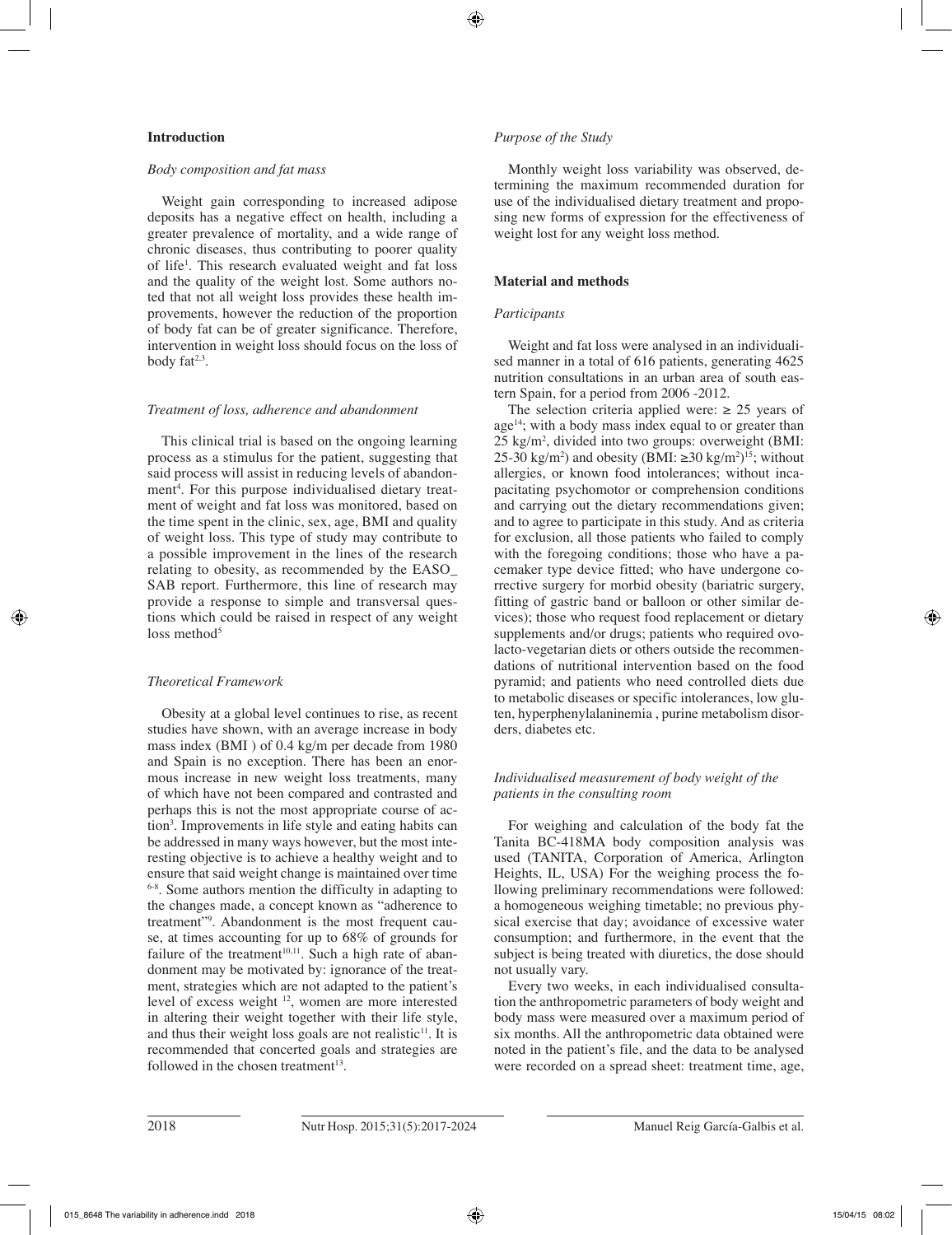## Introduction

### *Body composition and fat mass*

Weight gain corresponding to increased adipose deposits has a negative effect on health, including a greater prevalence of mortality, and a wide range of chronic diseases, thus contributing to poorer quality of life[1]. This research evaluated weight and fat loss and the quality of the weight lost. Some authors noted that not all weight loss provides these health improvements, however the reduction of the proportion of body fat can be of greater significance. Therefore, intervention in weight loss should focus on the loss of body fat[2,3].

### *Treatment of loss, adherence and abandonment*

This clinical trial is based on the ongoing learning process as a stimulus for the patient, suggesting that said process will assist in reducing levels of abandonment[4]. For this purpose individualised dietary treatment of weight and fat loss was monitored, based on the time spent in the clinic, sex, age, BMI and quality of weight loss. This type of study may contribute to a possible improvement in the lines of the research relating to obesity, as recommended by the EASO_SAB report. Furthermore, this line of research may provide a response to simple and transversal questions which could be raised in respect of any weight loss method[5]

### *Theoretical Framework*

Obesity at a global level continues to rise, as recent studies have shown, with an average increase in body mass index (BMI ) of 0.4 kg/m per decade from 1980 and Spain is no exception. There has been an enormous increase in new weight loss treatments, many of which have not been compared and contrasted and perhaps this is not the most appropriate course of action[3]. Improvements in life style and eating habits can be addressed in many ways however, but the most interesting objective is to achieve a healthy weight and to ensure that said weight change is maintained over time [6-8]. Some authors mention the difficulty in adapting to the changes made, a concept known as "adherence to treatment"[9]. Abandonment is the most frequent cause, at times accounting for up to 68% of grounds for failure of the treatment[10,11]. Such a high rate of abandonment may be motivated by: ignorance of the treatment, strategies which are not adapted to the patient's level of excess weight [12], women are more interested in altering their weight together with their life style, and thus their weight loss goals are not realistic[11]. It is recommended that concerted goals and strategies are followed in the chosen treatment[13].

### *Purpose of the Study*

Monthly weight loss variability was observed, determining the maximum recommended duration for use of the individualised dietary treatment and proposing new forms of expression for the effectiveness of weight lost for any weight loss method.

## Material and methods

### *Participants*

Weight and fat loss were analysed in an individualised manner in a total of 616 patients, generating 4625 nutrition consultations in an urban area of south eastern Spain, for a period from 2006 -2012.

The selection criteria applied were: ≥ 25 years of age[14]; with a body mass index equal to or greater than 25 kg/m$^2$, divided into two groups: overweight (BMI: 25-30 kg/m$^2$) and obesity (BMI: ≥30 kg/m$^2$)[15]; without allergies, or known food intolerances; without incapacitating psychomotor or comprehension conditions and carrying out the dietary recommendations given; and to agree to participate in this study. And as criteria for exclusion, all those patients who failed to comply with the foregoing conditions; those who have a pacemaker type device fitted; who have undergone corrective surgery for morbid obesity (bariatric surgery, fitting of gastric band or balloon or other similar devices); those who request food replacement or dietary supplements and/or drugs; patients who required ovo-lacto-vegetarian diets or others outside the recommendations of nutritional intervention based on the food pyramid; and patients who need controlled diets due to metabolic diseases or specific intolerances, low gluten, hyperphenylalaninemia , purine metabolism disorders, diabetes etc.

### *Individualised measurement of body weight of the patients in the consulting room*

For weighing and calculation of the body fat the Tanita BC-418MA body composition analysis was used (TANITA, Corporation of America, Arlington Heights, IL, USA) For the weighing process the following preliminary recommendations were followed: a homogeneous weighing timetable; no previous physical exercise that day; avoidance of excessive water consumption; and furthermore, in the event that the subject is being treated with diuretics, the dose should not usually vary.

Every two weeks, in each individualised consultation the anthropometric parameters of body weight and body mass were measured over a maximum period of six months. All the anthropometric data obtained were noted in the patient's file, and the data to be analysed were recorded on a spread sheet: treatment time, age,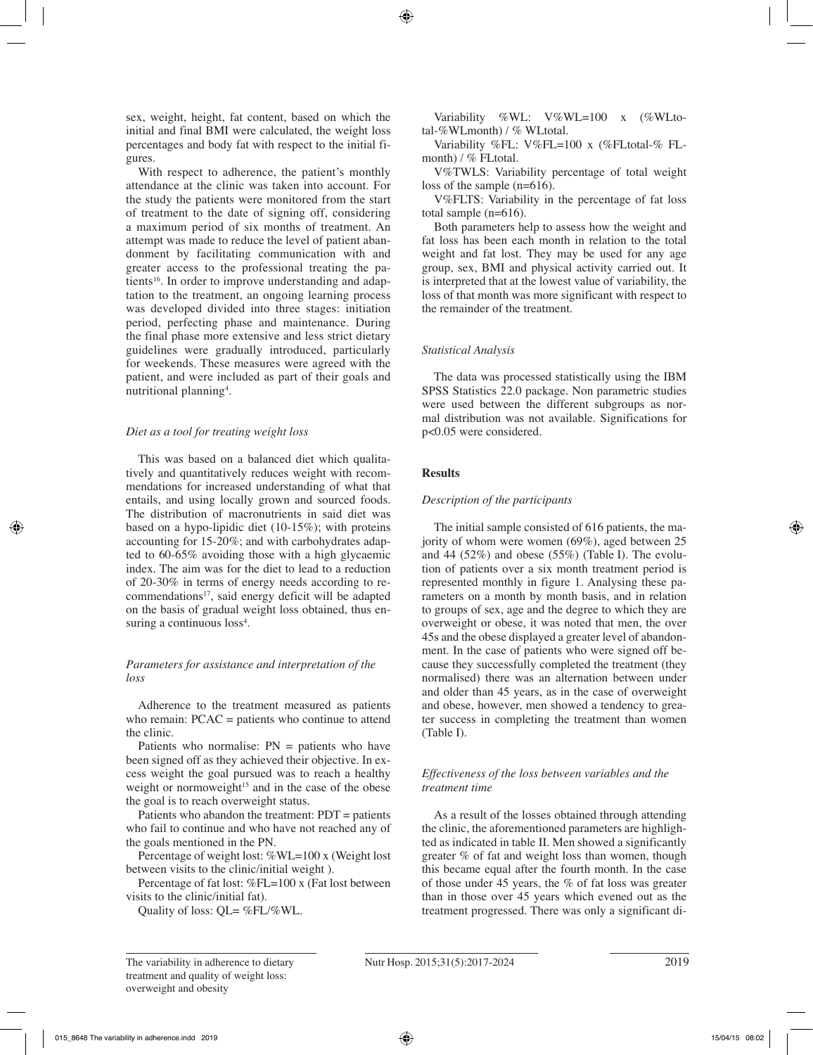sex, weight, height, fat content, based on which the initial and final BMI were calculated, the weight loss percentages and body fat with respect to the initial figures.

With respect to adherence, the patient's monthly attendance at the clinic was taken into account. For the study the patients were monitored from the start of treatment to the date of signing off, considering a maximum period of six months of treatment. An attempt was made to reduce the level of patient abandonment by facilitating communication with and greater access to the professional treating the patients[16]. In order to improve understanding and adaptation to the treatment, an ongoing learning process was developed divided into three stages: initiation period, perfecting phase and maintenance. During the final phase more extensive and less strict dietary guidelines were gradually introduced, particularly for weekends. These measures were agreed with the patient, and were included as part of their goals and nutritional planning[4].

### *Diet as a tool for treating weight loss*

This was based on a balanced diet which qualitatively and quantitatively reduces weight with recommendations for increased understanding of what that entails, and using locally grown and sourced foods. The distribution of macronutrients in said diet was based on a hypo-lipidic diet (10-15%); with proteins accounting for 15-20%; and with carbohydrates adapted to 60-65% avoiding those with a high glycaemic index. The aim was for the diet to lead to a reduction of 20-30% in terms of energy needs according to recommendations[17], said energy deficit will be adapted on the basis of gradual weight loss obtained, thus ensuring a continuous loss[4].

### *Parameters for assistance and interpretation of the loss*

Adherence to the treatment measured as patients who remain: PCAC = patients who continue to attend the clinic.

Patients who normalise: PN = patients who have been signed off as they achieved their objective. In excess weight the goal pursued was to reach a healthy weight or normoweight[15] and in the case of the obese the goal is to reach overweight status.

Patients who abandon the treatment: PDT = patients who fail to continue and who have not reached any of the goals mentioned in the PN.

Percentage of weight lost: %WL=100 x (Weight lost between visits to the clinic/initial weight ).

Percentage of fat lost: %FL=100 x (Fat lost between visits to the clinic/initial fat).

Quality of loss: QL= %FL/%WL.

Variability %WL: V%WL=100 x (%WLtotal-%WLmonth) / % WLtotal.

Variability %FL: V%FL=100 x (%FLtotal-% FLmonth) / % FLtotal.

V%TWLS: Variability percentage of total weight loss of the sample (n=616).

V%FLTS: Variability in the percentage of fat loss total sample (n=616).

Both parameters help to assess how the weight and fat loss has been each month in relation to the total weight and fat lost. They may be used for any age group, sex, BMI and physical activity carried out. It is interpreted that at the lowest value of variability, the loss of that month was more significant with respect to the remainder of the treatment.

### *Statistical Analysis*

The data was processed statistically using the IBM SPSS Statistics 22.0 package. Non parametric studies were used between the different subgroups as normal distribution was not available. Significations for $p<0.05$ were considered.

## **Results**

### *Description of the participants*

The initial sample consisted of 616 patients, the majority of whom were women (69%), aged between 25 and 44 (52%) and obese (55%) (Table I). The evolution of patients over a six month treatment period is represented monthly in figure 1. Analysing these parameters on a month by month basis, and in relation to groups of sex, age and the degree to which they are overweight or obese, it was noted that men, the over 45s and the obese displayed a greater level of abandonment. In the case of patients who were signed off because they successfully completed the treatment (they normalised) there was an alternation between under and older than 45 years, as in the case of overweight and obese, however, men showed a tendency to greater success in completing the treatment than women (Table I).

### *Effectiveness of the loss between variables and the treatment time*

As a result of the losses obtained through attending the clinic, the aforementioned parameters are highlighted as indicated in table II. Men showed a significantly greater % of fat and weight loss than women, though this became equal after the fourth month. In the case of those under 45 years, the % of fat loss was greater than in those over 45 years which evened out as the treatment progressed. There was only a significant di-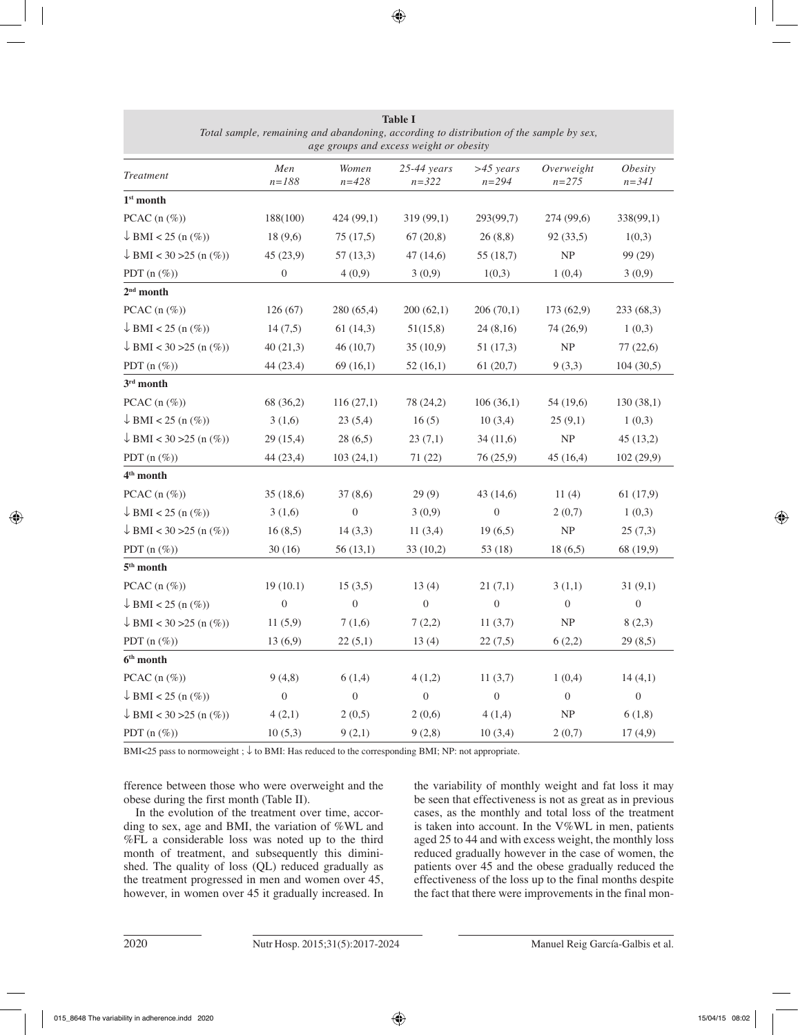**Table I**
*Total sample, remaining and abandoning, according to distribution of the sample by sex, age groups and excess weight or obesity*

| *Treatment* | *Men n=188* | *Women n=428* | *25-44 years n=322* | *>45 years n=294* | *Overweight n=275* | *Obesity n=341* |
|---|---|---|---|---|---|---|
| **1st month** | | | | | | |
| PCAC (n (%)) | 188(100) | 424 (99,1) | 319 (99,1) | 293(99,7) | 274 (99,6) | 338(99,1) |
| ↓ BMI < 25 (n (%)) | 18 (9,6) | 75 (17,5) | 67 (20,8) | 26 (8,8) | 92 (33,5) | 1(0,3) |
| ↓ BMI < 30 >25 (n (%)) | 45 (23,9) | 57 (13,3) | 47 (14,6) | 55 (18,7) | NP | 99 (29) |
| PDT (n (%)) | 0 | 4 (0,9) | 3 (0,9) | 1(0,3) | 1 (0,4) | 3 (0,9) |
| **2nd month** | | | | | | |
| PCAC (n (%)) | 126 (67) | 280 (65,4) | 200 (62,1) | 206 (70,1) | 173 (62,9) | 233 (68,3) |
| ↓ BMI < 25 (n (%)) | 14 (7,5) | 61 (14,3) | 51(15,8) | 24 (8,16) | 74 (26,9) | 1 (0,3) |
| ↓ BMI < 30 >25 (n (%)) | 40 (21,3) | 46 (10,7) | 35 (10,9) | 51 (17,3) | NP | 77 (22,6) |
| PDT (n (%)) | 44 (23.4) | 69 (16,1) | 52 (16,1) | 61 (20,7) | 9 (3,3) | 104 (30,5) |
| **3rd month** | | | | | | |
| PCAC (n (%)) | 68 (36,2) | 116 (27,1) | 78 (24,2) | 106 (36,1) | 54 (19,6) | 130 (38,1) |
| ↓ BMI < 25 (n (%)) | 3 (1,6) | 23 (5,4) | 16 (5) | 10 (3,4) | 25 (9,1) | 1 (0,3) |
| ↓ BMI < 30 >25 (n (%)) | 29 (15,4) | 28 (6,5) | 23 (7,1) | 34 (11,6) | NP | 45 (13,2) |
| PDT (n (%)) | 44 (23,4) | 103 (24,1) | 71 (22) | 76 (25,9) | 45 (16,4) | 102 (29,9) |
| **4th month** | | | | | | |
| PCAC (n (%)) | 35 (18,6) | 37 (8,6) | 29 (9) | 43 (14,6) | 11 (4) | 61 (17,9) |
| ↓ BMI < 25 (n (%)) | 3 (1,6) | 0 | 3 (0,9) | 0 | 2 (0,7) | 1 (0,3) |
| ↓ BMI < 30 >25 (n (%)) | 16 (8,5) | 14 (3,3) | 11 (3,4) | 19 (6,5) | NP | 25 (7,3) |
| PDT (n (%)) | 30 (16) | 56 (13,1) | 33 (10,2) | 53 (18) | 18 (6,5) | 68 (19,9) |
| **5th month** | | | | | | |
| PCAC (n (%)) | 19 (10.1) | 15 (3,5) | 13 (4) | 21 (7,1) | 3 (1,1) | 31 (9,1) |
| ↓ BMI < 25 (n (%)) | 0 | 0 | 0 | 0 | 0 | 0 |
| ↓ BMI < 30 >25 (n (%)) | 11 (5,9) | 7 (1,6) | 7 (2,2) | 11 (3,7) | NP | 8 (2,3) |
| PDT (n (%)) | 13 (6,9) | 22 (5,1) | 13 (4) | 22 (7,5) | 6 (2,2) | 29 (8,5) |
| **6th month** | | | | | | |
| PCAC (n (%)) | 9 (4,8) | 6 (1,4) | 4 (1,2) | 11 (3,7) | 1 (0,4) | 14 (4,1) |
| ↓ BMI < 25 (n (%)) | 0 | 0 | 0 | 0 | 0 | 0 |
| ↓ BMI < 30 >25 (n (%)) | 4 (2,1) | 2 (0,5) | 2 (0,6) | 4 (1,4) | NP | 6 (1,8) |
| PDT (n (%)) | 10 (5,3) | 9 (2,1) | 9 (2,8) | 10 (3,4) | 2 (0,7) | 17 (4,9) |

BMI<25 pass to normoweight ; ↓ to BMI: Has reduced to the corresponding BMI; NP: not appropriate.

fference between those who were overweight and the obese during the first month (Table II).

In the evolution of the treatment over time, according to sex, age and BMI, the variation of %WL and %FL a considerable loss was noted up to the third month of treatment, and subsequently this diminished. The quality of loss (QL) reduced gradually as the treatment progressed in men and women over 45, however, in women over 45 it gradually increased. In the variability of monthly weight and fat loss it may be seen that effectiveness is not as great as in previous cases, as the monthly and total loss of the treatment is taken into account. In the V%WL in men, patients aged 25 to 44 and with excess weight, the monthly loss reduced gradually however in the case of women, the patients over 45 and the obese gradually reduced the effectiveness of the loss up to the final months despite the fact that there were improvements in the final mon-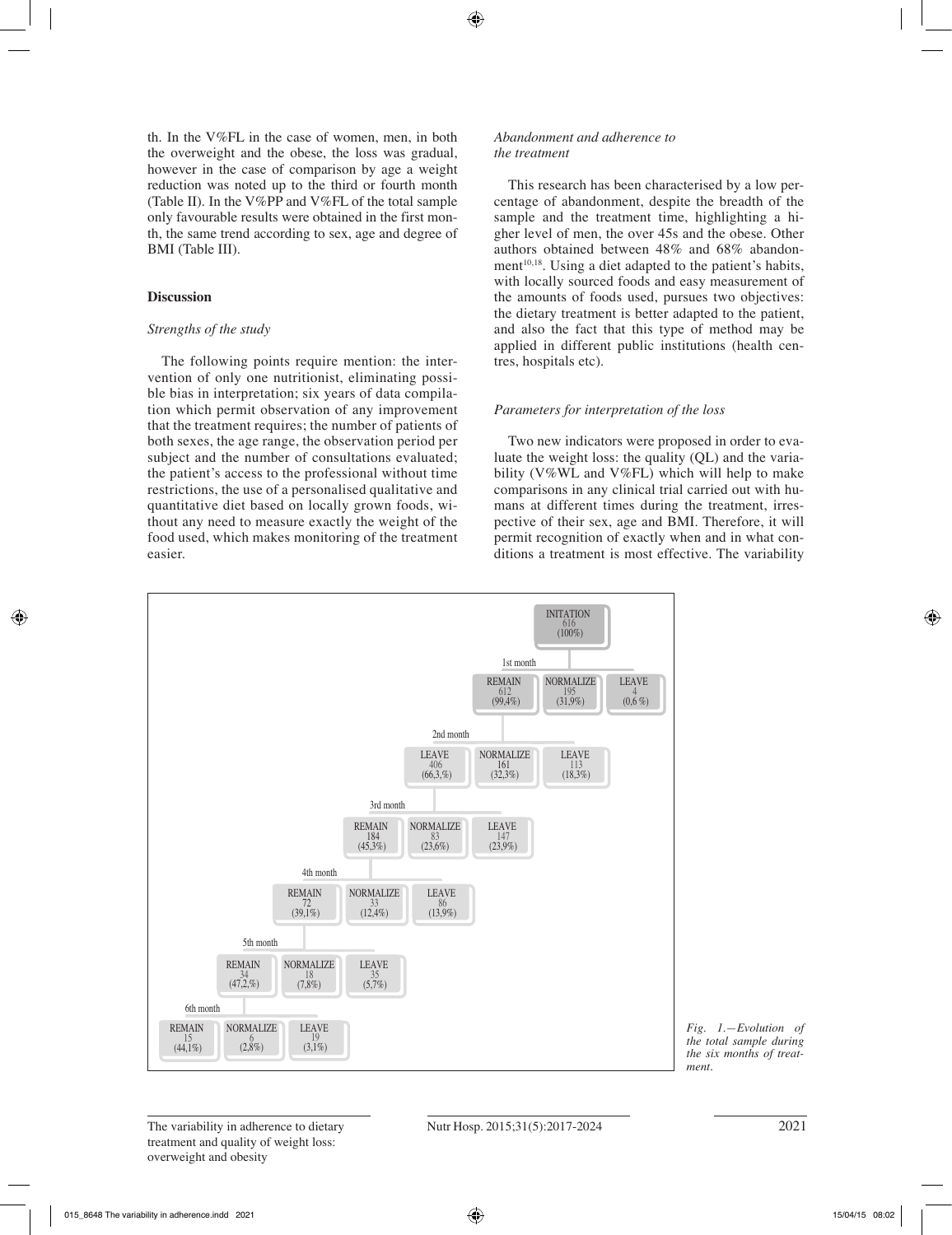th. In the V%FL in the case of women, men, in both the overweight and the obese, the loss was gradual, however in the case of comparison by age a weight reduction was noted up to the third or fourth month (Table II). In the V%PP and V%FL of the total sample only favourable results were obtained in the first month, the same trend according to sex, age and degree of BMI (Table III).

## Discussion

### *Strengths of the study*

The following points require mention: the intervention of only one nutritionist, eliminating possible bias in interpretation; six years of data compilation which permit observation of any improvement that the treatment requires; the number of patients of both sexes, the age range, the observation period per subject and the number of consultations evaluated; the patient's access to the professional without time restrictions, the use of a personalised qualitative and quantitative diet based on locally grown foods, without any need to measure exactly the weight of the food used, which makes monitoring of the treatment easier.

### *Abandonment and adherence to the treatment*

This research has been characterised by a low percentage of abandonment, despite the breadth of the sample and the treatment time, highlighting a higher level of men, the over 45s and the obese. Other authors obtained between 48% and 68% abandonment[10,18]. Using a diet adapted to the patient's habits, with locally sourced foods and easy measurement of the amounts of foods used, pursues two objectives: the dietary treatment is better adapted to the patient, and also the fact that this type of method may be applied in different public institutions (health centres, hospitals etc).

### *Parameters for interpretation of the loss*

Two new indicators were proposed in order to evaluate the weight loss: the quality (QL) and the variability (V%WL and V%FL) which will help to make comparisons in any clinical trial carried out with humans at different times during the treatment, irrespective of their sex, age and BMI. Therefore, it will permit recognition of exactly when and in what conditions a treatment is most effective. The variability

| Stage | Remain | Normalize | Leave |
|---|---|---|---|
| Initiation | 616 (100%) | | |
| 1st month | REMAIN 612 (99,4%) | 195 (31,9%) | 4 (0,6 %) |
| 2nd month | LEAVE 406 (66,3,%) | 161 (32,3%) | 113 (18,3%) |
| 3rd month | 184 (45,3%) | 83 (23,6%) | 147 (23,9%) |
| 4th month | 72 (39,1%) | 33 (12,4%) | 86 (13,9%) |
| 5th month | 34 (47,2,%) | 18 (7,8%) | 35 (5,7%) |
| 6th month | 15 (44,1%) | 6 (2,8%) | 19 (3,1%) |

*Fig. 1.—Evolution of the total sample during the six months of treatment.*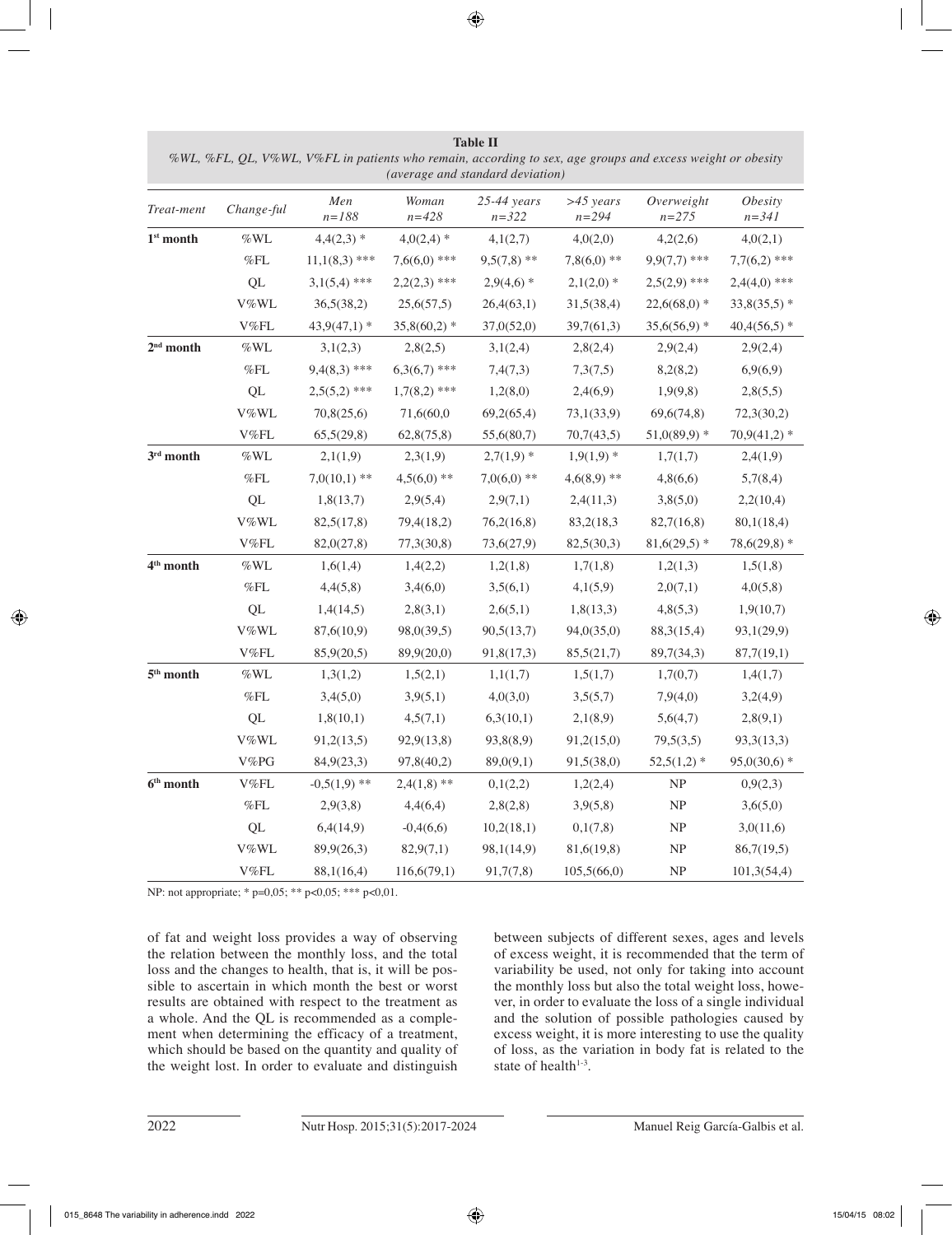**Table II**

*%WL, %FL, QL, V%WL, V%FL in patients who remain, according to sex, age groups and excess weight or obesity (average and standard deviation)*

| *Treat-ment* | *Change-ful* | *Men n=188* | *Woman n=428* | *25-44 years n=322* | *>45 years n=294* | *Overweight n=275* | *Obesity n=341* |
|---|---|---|---|---|---|---|---|
| **1st month** | %WL | 4,4(2,3) * | 4,0(2,4) * | 4,1(2,7) | 4,0(2,0) | 4,2(2,6) | 4,0(2,1) |
| | %FL | 11,1(8,3) *** | 7,6(6,0) *** | 9,5(7,8) ** | 7,8(6,0) ** | 9,9(7,7) *** | 7,7(6,2) *** |
| | QL | 3,1(5,4) *** | 2,2(2,3) *** | 2,9(4,6) * | 2,1(2,0) * | 2,5(2,9) *** | 2,4(4,0) *** |
| | V%WL | 36,5(38,2) | 25,6(57,5) | 26,4(63,1) | 31,5(38,4) | 22,6(68,0) * | 33,8(35,5) * |
| | V%FL | 43,9(47,1) * | 35,8(60,2) * | 37,0(52,0) | 39,7(61,3) | 35,6(56,9) * | 40,4(56,5) * |
| **2nd month** | %WL | 3,1(2,3) | 2,8(2,5) | 3,1(2,4) | 2,8(2,4) | 2,9(2,4) | 2,9(2,4) |
| | %FL | 9,4(8,3) *** | 6,3(6,7) *** | 7,4(7,3) | 7,3(7,5) | 8,2(8,2) | 6,9(6,9) |
| | QL | 2,5(5,2) *** | 1,7(8,2) *** | 1,2(8,0) | 2,4(6,9) | 1,9(9,8) | 2,8(5,5) |
| | V%WL | 70,8(25,6) | 71,6(60,0 | 69,2(65,4) | 73,1(33,9) | 69,6(74,8) | 72,3(30,2) |
| | V%FL | 65,5(29,8) | 62,8(75,8) | 55,6(80,7) | 70,7(43,5) | 51,0(89,9) * | 70,9(41,2) * |
| **3rd month** | %WL | 2,1(1,9) | 2,3(1,9) | 2,7(1,9) * | 1,9(1,9) * | 1,7(1,7) | 2,4(1,9) |
| | %FL | 7,0(10,1) ** | 4,5(6,0) ** | 7,0(6,0) ** | 4,6(8,9) ** | 4,8(6,6) | 5,7(8,4) |
| | QL | 1,8(13,7) | 2,9(5,4) | 2,9(7,1) | 2,4(11,3) | 3,8(5,0) | 2,2(10,4) |
| | V%WL | 82,5(17,8) | 79,4(18,2) | 76,2(16,8) | 83,2(18,3 | 82,7(16,8) | 80,1(18,4) |
| | V%FL | 82,0(27,8) | 77,3(30,8) | 73,6(27,9) | 82,5(30,3) | 81,6(29,5) * | 78,6(29,8) * |
| **4th month** | %WL | 1,6(1,4) | 1,4(2,2) | 1,2(1,8) | 1,7(1,8) | 1,2(1,3) | 1,5(1,8) |
| | %FL | 4,4(5,8) | 3,4(6,0) | 3,5(6,1) | 4,1(5,9) | 2,0(7,1) | 4,0(5,8) |
| | QL | 1,4(14,5) | 2,8(3,1) | 2,6(5,1) | 1,8(13,3) | 4,8(5,3) | 1,9(10,7) |
| | V%WL | 87,6(10,9) | 98,0(39,5) | 90,5(13,7) | 94,0(35,0) | 88,3(15,4) | 93,1(29,9) |
| | V%FL | 85,9(20,5) | 89,9(20,0) | 91,8(17,3) | 85,5(21,7) | 89,7(34,3) | 87,7(19,1) |
| **5th month** | %WL | 1,3(1,2) | 1,5(2,1) | 1,1(1,7) | 1,5(1,7) | 1,7(0,7) | 1,4(1,7) |
| | %FL | 3,4(5,0) | 3,9(5,1) | 4,0(3,0) | 3,5(5,7) | 7,9(4,0) | 3,2(4,9) |
| | QL | 1,8(10,1) | 4,5(7,1) | 6,3(10,1) | 2,1(8,9) | 5,6(4,7) | 2,8(9,1) |
| | V%WL | 91,2(13,5) | 92,9(13,8) | 93,8(8,9) | 91,2(15,0) | 79,5(3,5) | 93,3(13,3) |
| | V%PG | 84,9(23,3) | 97,8(40,2) | 89,0(9,1) | 91,5(38,0) | 52,5(1,2) * | 95,0(30,6) * |
| **6th month** | V%FL | -0,5(1,9) ** | 2,4(1,8) ** | 0,1(2,2) | 1,2(2,4) | NP | 0,9(2,3) |
| | %FL | 2,9(3,8) | 4,4(6,4) | 2,8(2,8) | 3,9(5,8) | NP | 3,6(5,0) |
| | QL | 6,4(14,9) | -0,4(6,6) | 10,2(18,1) | 0,1(7,8) | NP | 3,0(11,6) |
| | V%WL | 89,9(26,3) | 82,9(7,1) | 98,1(14,9) | 81,6(19,8) | NP | 86,7(19,5) |
| | V%FL | 88,1(16,4) | 116,6(79,1) | 91,7(7,8) | 105,5(66,0) | NP | 101,3(54,4) |

NP: not appropriate; * p=0,05; ** p<0,05; *** p<0,01.

of fat and weight loss provides a way of observing the relation between the monthly loss, and the total loss and the changes to health, that is, it will be possible to ascertain in which month the best or worst results are obtained with respect to the treatment as a whole. And the QL is recommended as a complement when determining the efficacy of a treatment, which should be based on the quantity and quality of the weight lost. In order to evaluate and distinguish between subjects of different sexes, ages and levels of excess weight, it is recommended that the term of variability be used, not only for taking into account the monthly loss but also the total weight loss, however, in order to evaluate the loss of a single individual and the solution of possible pathologies caused by excess weight, it is more interesting to use the quality of loss, as the variation in body fat is related to the state of health[1-3].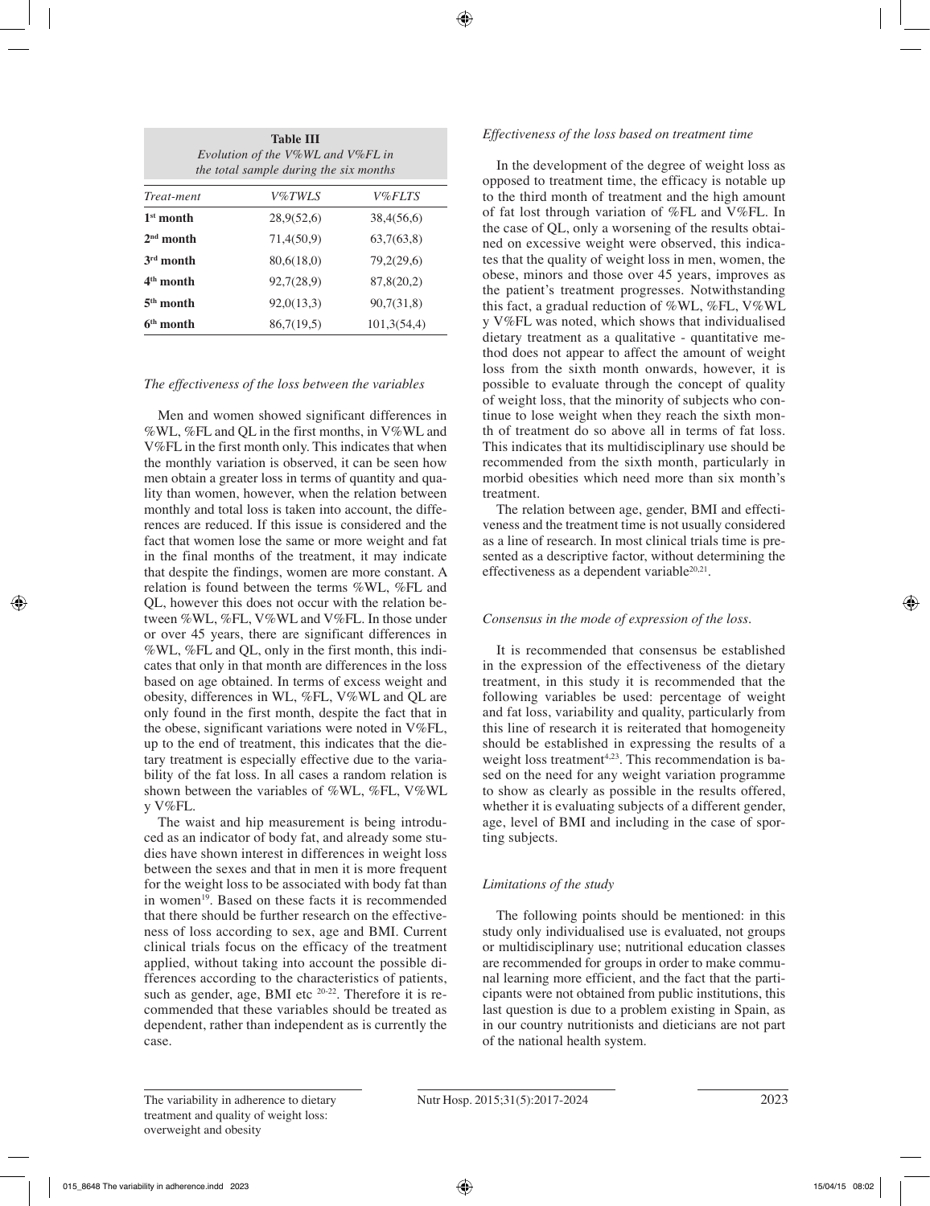**Table III**
*Evolution of the V%WL and V%FL in the total sample during the six months*

| *Treat-ment* | *V%TWLS* | *V%FLTS* |
|---|---|---|
| **1st month** | 28,9(52,6) | 38,4(56,6) |
| **2nd month** | 71,4(50,9) | 63,7(63,8) |
| **3rd month** | 80,6(18,0) | 79,2(29,6) |
| **4th month** | 92,7(28,9) | 87,8(20,2) |
| **5th month** | 92,0(13,3) | 90,7(31,8) |
| **6th month** | 86,7(19,5) | 101,3(54,4) |

### *The effectiveness of the loss between the variables*

Men and women showed significant differences in %WL, %FL and QL in the first months, in V%WL and V%FL in the first month only. This indicates that when the monthly variation is observed, it can be seen how men obtain a greater loss in terms of quantity and quality than women, however, when the relation between monthly and total loss is taken into account, the differences are reduced. If this issue is considered and the fact that women lose the same or more weight and fat in the final months of the treatment, it may indicate that despite the findings, women are more constant. A relation is found between the terms %WL, %FL and QL, however this does not occur with the relation between %WL, %FL, V%WL and V%FL. In those under or over 45 years, there are significant differences in %WL, %FL and QL, only in the first month, this indicates that only in that month are differences in the loss based on age obtained. In terms of excess weight and obesity, differences in WL, %FL, V%WL and QL are only found in the first month, despite the fact that in the obese, significant variations were noted in V%FL, up to the end of treatment, this indicates that the dietary treatment is especially effective due to the variability of the fat loss. In all cases a random relation is shown between the variables of %WL, %FL, V%WL y V%FL.

The waist and hip measurement is being introduced as an indicator of body fat, and already some studies have shown interest in differences in weight loss between the sexes and that in men it is more frequent for the weight loss to be associated with body fat than in women[19]. Based on these facts it is recommended that there should be further research on the effectiveness of loss according to sex, age and BMI. Current clinical trials focus on the efficacy of the treatment applied, without taking into account the possible differences according to the characteristics of patients, such as gender, age, BMI etc [20-22]. Therefore it is recommended that these variables should be treated as dependent, rather than independent as is currently the case.

### *Effectiveness of the loss based on treatment time*

In the development of the degree of weight loss as opposed to treatment time, the efficacy is notable up to the third month of treatment and the high amount of fat lost through variation of %FL and V%FL. In the case of QL, only a worsening of the results obtained on excessive weight were observed, this indicates that the quality of weight loss in men, women, the obese, minors and those over 45 years, improves as the patient's treatment progresses. Notwithstanding this fact, a gradual reduction of %WL, %FL, V%WL y V%FL was noted, which shows that individualised dietary treatment as a qualitative - quantitative method does not appear to affect the amount of weight loss from the sixth month onwards, however, it is possible to evaluate through the concept of quality of weight loss, that the minority of subjects who continue to lose weight when they reach the sixth month of treatment do so above all in terms of fat loss. This indicates that its multidisciplinary use should be recommended from the sixth month, particularly in morbid obesities which need more than six month's treatment.

The relation between age, gender, BMI and effectiveness and the treatment time is not usually considered as a line of research. In most clinical trials time is presented as a descriptive factor, without determining the effectiveness as a dependent variable[20,21].

### *Consensus in the mode of expression of the loss.*

It is recommended that consensus be established in the expression of the effectiveness of the dietary treatment, in this study it is recommended that the following variables be used: percentage of weight and fat loss, variability and quality, particularly from this line of research it is reiterated that homogeneity should be established in expressing the results of a weight loss treatment[4,23]. This recommendation is based on the need for any weight variation programme to show as clearly as possible in the results offered, whether it is evaluating subjects of a different gender, age, level of BMI and including in the case of sporting subjects.

### *Limitations of the study*

The following points should be mentioned: in this study only individualised use is evaluated, not groups or multidisciplinary use; nutritional education classes are recommended for groups in order to make communal learning more efficient, and the fact that the participants were not obtained from public institutions, this last question is due to a problem existing in Spain, as in our country nutritionists and dieticians are not part of the national health system.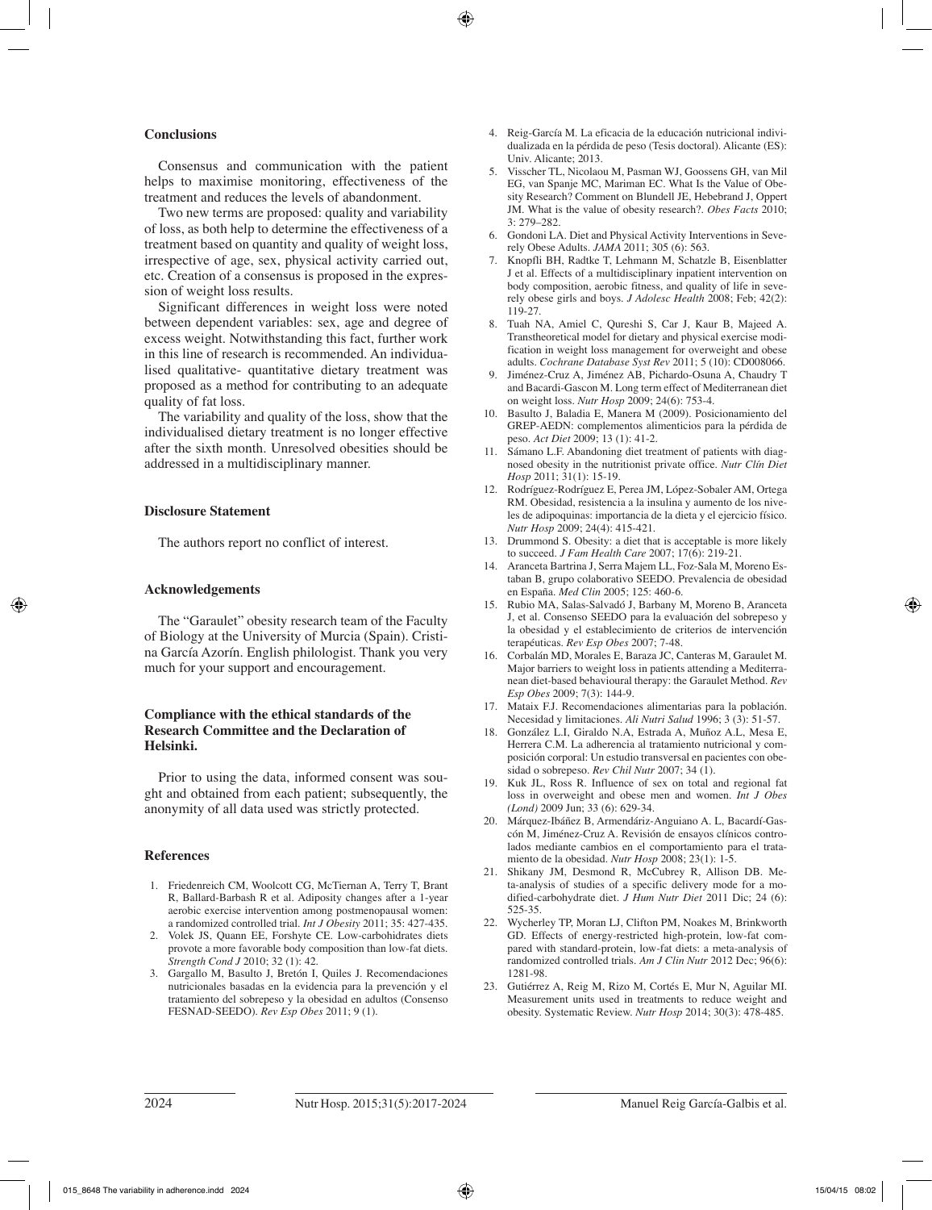## Conclusions

Consensus and communication with the patient helps to maximise monitoring, effectiveness of the treatment and reduces the levels of abandonment.

Two new terms are proposed: quality and variability of loss, as both help to determine the effectiveness of a treatment based on quantity and quality of weight loss, irrespective of age, sex, physical activity carried out, etc. Creation of a consensus is proposed in the expression of weight loss results.

Significant differences in weight loss were noted between dependent variables: sex, age and degree of excess weight. Notwithstanding this fact, further work in this line of research is recommended. An individualised qualitative- quantitative dietary treatment was proposed as a method for contributing to an adequate quality of fat loss.

The variability and quality of the loss, show that the individualised dietary treatment is no longer effective after the sixth month. Unresolved obesities should be addressed in a multidisciplinary manner.

## Disclosure Statement

The authors report no conflict of interest.

## Acknowledgements

The "Garaulet" obesity research team of the Faculty of Biology at the University of Murcia (Spain). Cristina García Azorín. English philologist. Thank you very much for your support and encouragement.

## Compliance with the ethical standards of the Research Committee and the Declaration of Helsinki.

Prior to using the data, informed consent was sought and obtained from each patient; subsequently, the anonymity of all data used was strictly protected.

## References

1. Friedenreich CM, Woolcott CG, McTiernan A, Terry T, Brant R, Ballard-Barbash R et al. Adiposity changes after a 1-year aerobic exercise intervention among postmenopausal women: a randomized controlled trial. *Int J Obesity* 2011; 35: 427-435.
2. Volek JS, Quann EE, Forshyte CE. Low-carbohidrates diets provote a more favorable body composition than low-fat diets. *Strength Cond J* 2010; 32 (1): 42.
3. Gargallo M, Basulto J, Bretón I, Quiles J. Recomendaciones nutricionales basadas en la evidencia para la prevención y el tratamiento del sobrepeso y la obesidad en adultos (Consenso FESNAD-SEEDO). *Rev Esp Obes* 2011; 9 (1).
4. Reig-García M. La eficacia de la educación nutricional individualizada en la pérdida de peso (Tesis doctoral). Alicante (ES): Univ. Alicante; 2013.
5. Visscher TL, Nicolaou M, Pasman WJ, Goossens GH, van Mil EG, van Spanje MC, Mariman EC. What Is the Value of Obesity Research? Comment on Blundell JE, Hebebrand J, Oppert JM. What is the value of obesity research?. *Obes Facts* 2010; 3: 279–282.
6. Gondoni LA. Diet and Physical Activity Interventions in Severely Obese Adults. *JAMA* 2011; 305 (6): 563.
7. Knopfli BH, Radtke T, Lehmann M, Schatzle B, Eisenblatter J et al. Effects of a multidisciplinary inpatient intervention on body composition, aerobic fitness, and quality of life in severely obese girls and boys. *J Adolesc Health* 2008; Feb; 42(2): 119-27.
8. Tuah NA, Amiel C, Qureshi S, Car J, Kaur B, Majeed A. Transtheoretical model for dietary and physical exercise modification in weight loss management for overweight and obese adults. *Cochrane Database Syst Rev* 2011; 5 (10): CD008066.
9. Jiménez-Cruz A, Jiménez AB, Pichardo-Osuna A, Chaudry T and Bacardi-Gascon M. Long term effect of Mediterranean diet on weight loss. *Nutr Hosp* 2009; 24(6): 753-4.
10. Basulto J, Baladia E, Manera M (2009). Posicionamiento del GREP-AEDN: complementos alimenticios para la pérdida de peso. *Act Diet* 2009; 13 (1): 41-2.
11. Sámano L.F. Abandoning diet treatment of patients with diagnosed obesity in the nutritionist private office. *Nutr Clín Diet Hosp* 2011; 31(1): 15-19.
12. Rodríguez-Rodríguez E, Perea JM, López-Sobaler AM, Ortega RM. Obesidad, resistencia a la insulina y aumento de los niveles de adipoquinas: importancia de la dieta y el ejercicio físico. *Nutr Hosp* 2009; 24(4): 415-421.
13. Drummond S. Obesity: a diet that is acceptable is more likely to succeed. *J Fam Health Care* 2007; 17(6): 219-21.
14. Aranceta Bartrina J, Serra Majem LL, Foz-Sala M, Moreno Estaban B, grupo colaborativo SEEDO. Prevalencia de obesidad en España. *Med Clin* 2005; 125: 460-6.
15. Rubio MA, Salas-Salvadó J, Barbany M, Moreno B, Aranceta J, et al. Consenso SEEDO para la evaluación del sobrepeso y la obesidad y el establecimiento de criterios de intervención terapéuticas. *Rev Esp Obes* 2007; 7-48.
16. Corbalán MD, Morales E, Baraza JC, Canteras M, Garaulet M. Major barriers to weight loss in patients attending a Mediterranean diet-based behavioural therapy: the Garaulet Method. *Rev Esp Obes* 2009; 7(3): 144-9.
17. Mataix F.J. Recomendaciones alimentarias para la población. Necesidad y limitaciones. *Ali Nutri Salud* 1996; 3 (3): 51-57.
18. González L.I, Giraldo N.A, Estrada A, Muñoz A.L, Mesa E, Herrera C.M. La adherencia al tratamiento nutricional y composición corporal: Un estudio transversal en pacientes con obesidad o sobrepeso. *Rev Chil Nutr* 2007; 34 (1).
19. Kuk JL, Ross R. Influence of sex on total and regional fat loss in overweight and obese men and women. *Int J Obes (Lond)* 2009 Jun; 33 (6): 629-34.
20. Márquez-Ibáñez B, Armendáriz-Anguiano A. L, Bacardí-Gascón M, Jiménez-Cruz A. Revisión de ensayos clínicos controlados mediante cambios en el comportamiento para el tratamiento de la obesidad. *Nutr Hosp* 2008; 23(1): 1-5.
21. Shikany JM, Desmond R, McCubrey R, Allison DB. Meta-analysis of studies of a specific delivery mode for a modified-carbohydrate diet. *J Hum Nutr Diet* 2011 Dic; 24 (6): 525-35.
22. Wycherley TP, Moran LJ, Clifton PM, Noakes M, Brinkworth GD. Effects of energy-restricted high-protein, low-fat compared with standard-protein, low-fat diets: a meta-analysis of randomized controlled trials. *Am J Clin Nutr* 2012 Dec; 96(6): 1281-98.
23. Gutiérrez A, Reig M, Rizo M, Cortés E, Mur N, Aguilar MI. Measurement units used in treatments to reduce weight and obesity. Systematic Review. *Nutr Hosp* 2014; 30(3): 478-485.